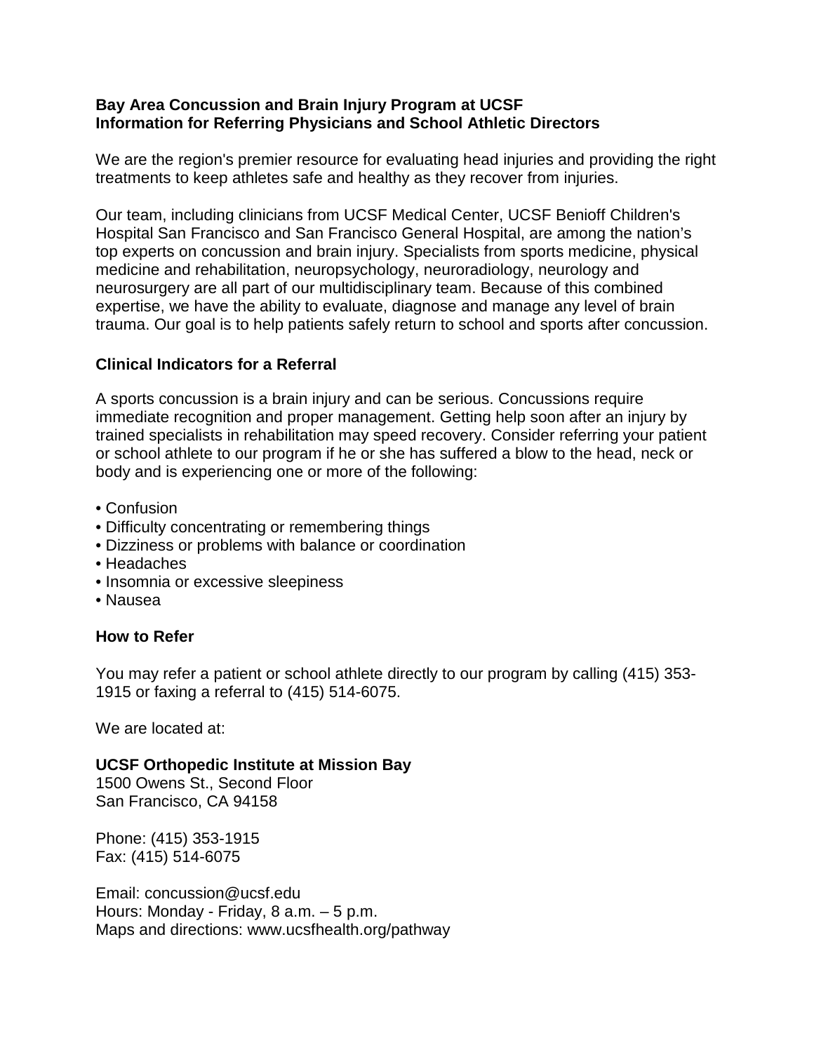**Bay Area Concussion and Brain Injury Program at UCSF**
**Information for Referring Physicians and School Athletic Directors**

We are the region's premier resource for evaluating head injuries and providing the right treatments to keep athletes safe and healthy as they recover from injuries.

Our team, including clinicians from UCSF Medical Center, UCSF Benioff Children's Hospital San Francisco and San Francisco General Hospital, are among the nation's top experts on concussion and brain injury. Specialists from sports medicine, physical medicine and rehabilitation, neuropsychology, neuroradiology, neurology and neurosurgery are all part of our multidisciplinary team. Because of this combined expertise, we have the ability to evaluate, diagnose and manage any level of brain trauma. Our goal is to help patients safely return to school and sports after concussion.

## Clinical Indicators for a Referral

A sports concussion is a brain injury and can be serious. Concussions require immediate recognition and proper management. Getting help soon after an injury by trained specialists in rehabilitation may speed recovery. Consider referring your patient or school athlete to our program if he or she has suffered a blow to the head, neck or body and is experiencing one or more of the following:

- Confusion
- Difficulty concentrating or remembering things
- Dizziness or problems with balance or coordination
- Headaches
- Insomnia or excessive sleepiness
- Nausea

## How to Refer

You may refer a patient or school athlete directly to our program by calling (415) 353-1915 or faxing a referral to (415) 514-6075.

We are located at:

**UCSF Orthopedic Institute at Mission Bay**
1500 Owens St., Second Floor
San Francisco, CA 94158

Phone: (415) 353-1915
Fax: (415) 514-6075

Email: concussion@ucsf.edu
Hours: Monday - Friday, 8 a.m. – 5 p.m.
Maps and directions: www.ucsfhealth.org/pathway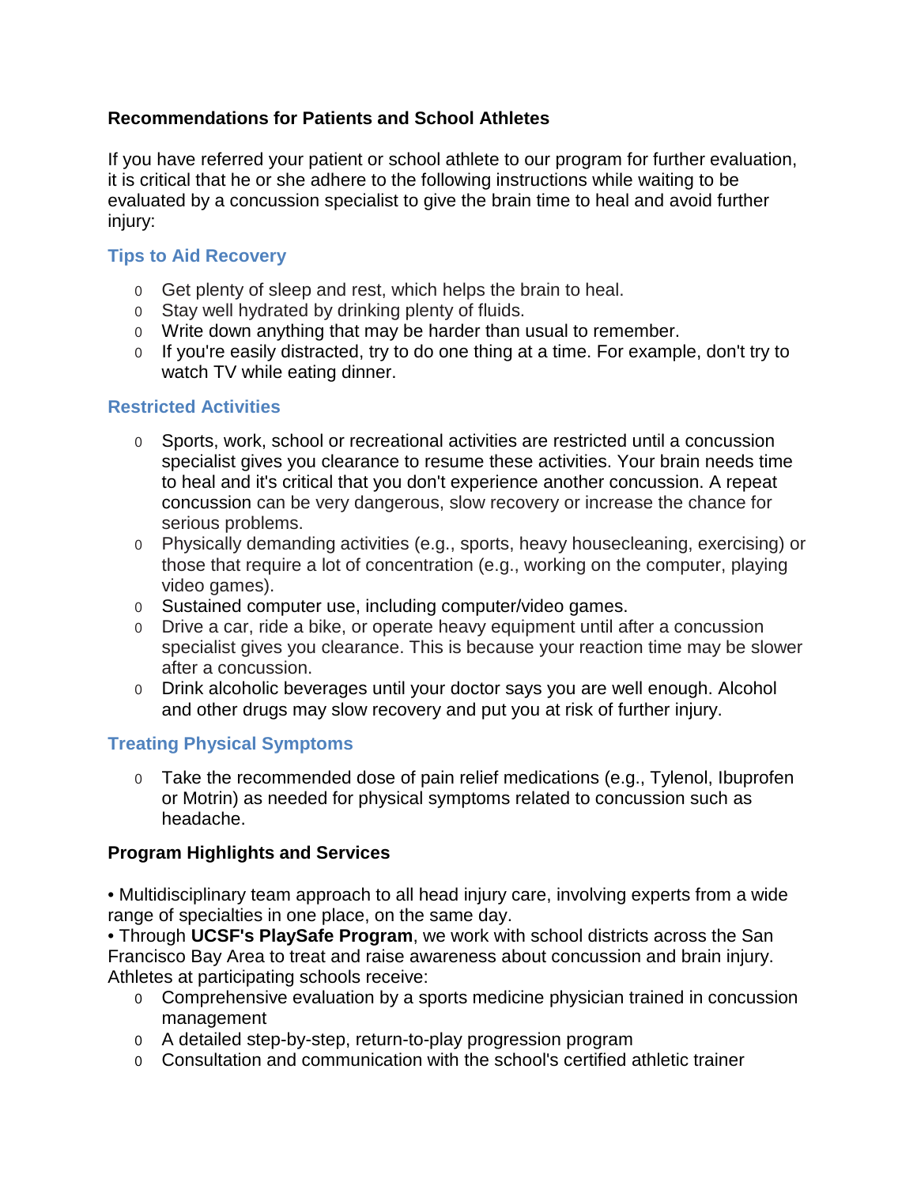**Recommendations for Patients and School Athletes**

If you have referred your patient or school athlete to our program for further evaluation, it is critical that he or she adhere to the following instructions while waiting to be evaluated by a concussion specialist to give the brain time to heal and avoid further injury:

### Tips to Aid Recovery

- Get plenty of sleep and rest, which helps the brain to heal.
- Stay well hydrated by drinking plenty of fluids.
- Write down anything that may be harder than usual to remember.
- If you're easily distracted, try to do one thing at a time. For example, don't try to watch TV while eating dinner.

### Restricted Activities

- Sports, work, school or recreational activities are restricted until a concussion specialist gives you clearance to resume these activities. Your brain needs time to heal and it's critical that you don't experience another concussion. A repeat concussion can be very dangerous, slow recovery or increase the chance for serious problems.
- Physically demanding activities (e.g., sports, heavy housecleaning, exercising) or those that require a lot of concentration (e.g., working on the computer, playing video games).
- Sustained computer use, including computer/video games.
- Drive a car, ride a bike, or operate heavy equipment until after a concussion specialist gives you clearance. This is because your reaction time may be slower after a concussion.
- Drink alcoholic beverages until your doctor says you are well enough. Alcohol and other drugs may slow recovery and put you at risk of further injury.

### Treating Physical Symptoms

- Take the recommended dose of pain relief medications (e.g., Tylenol, Ibuprofen or Motrin) as needed for physical symptoms related to concussion such as headache.

**Program Highlights and Services**

• Multidisciplinary team approach to all head injury care, involving experts from a wide range of specialties in one place, on the same day.
• Through **UCSF's PlaySafe Program**, we work with school districts across the San Francisco Bay Area to treat and raise awareness about concussion and brain injury. Athletes at participating schools receive:

- Comprehensive evaluation by a sports medicine physician trained in concussion management
- A detailed step-by-step, return-to-play progression program
- Consultation and communication with the school's certified athletic trainer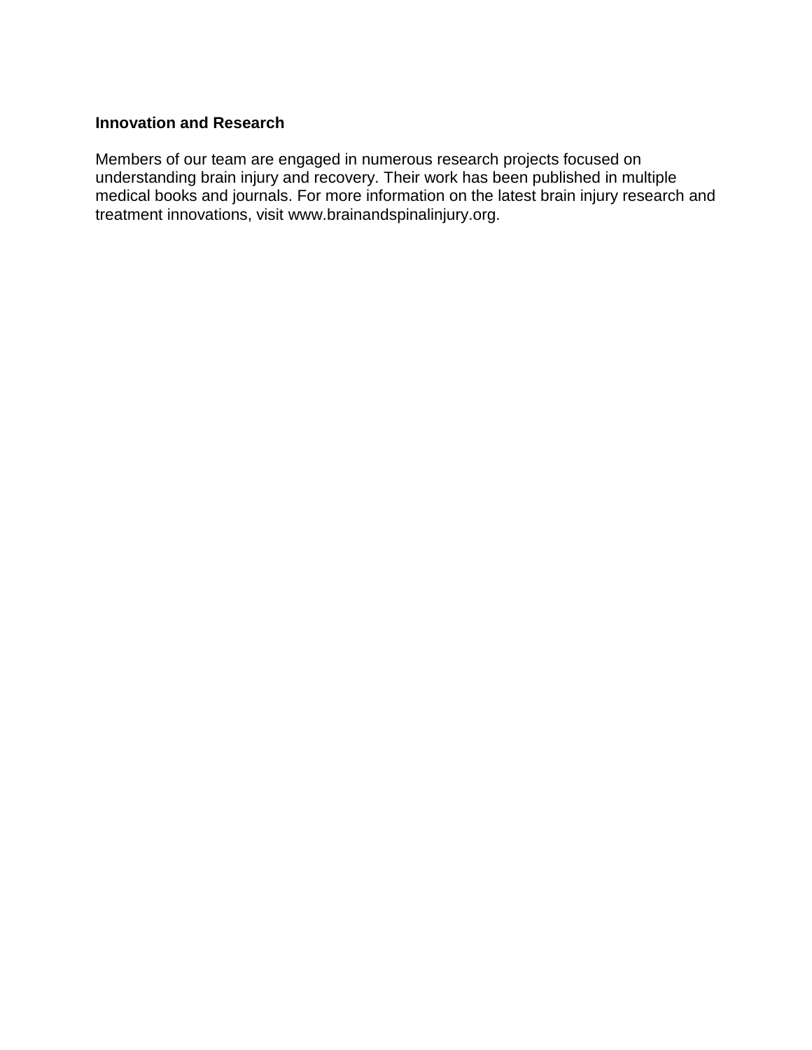**Innovation and Research**

Members of our team are engaged in numerous research projects focused on understanding brain injury and recovery. Their work has been published in multiple medical books and journals. For more information on the latest brain injury research and treatment innovations, visit www.brainandspinalinjury.org.